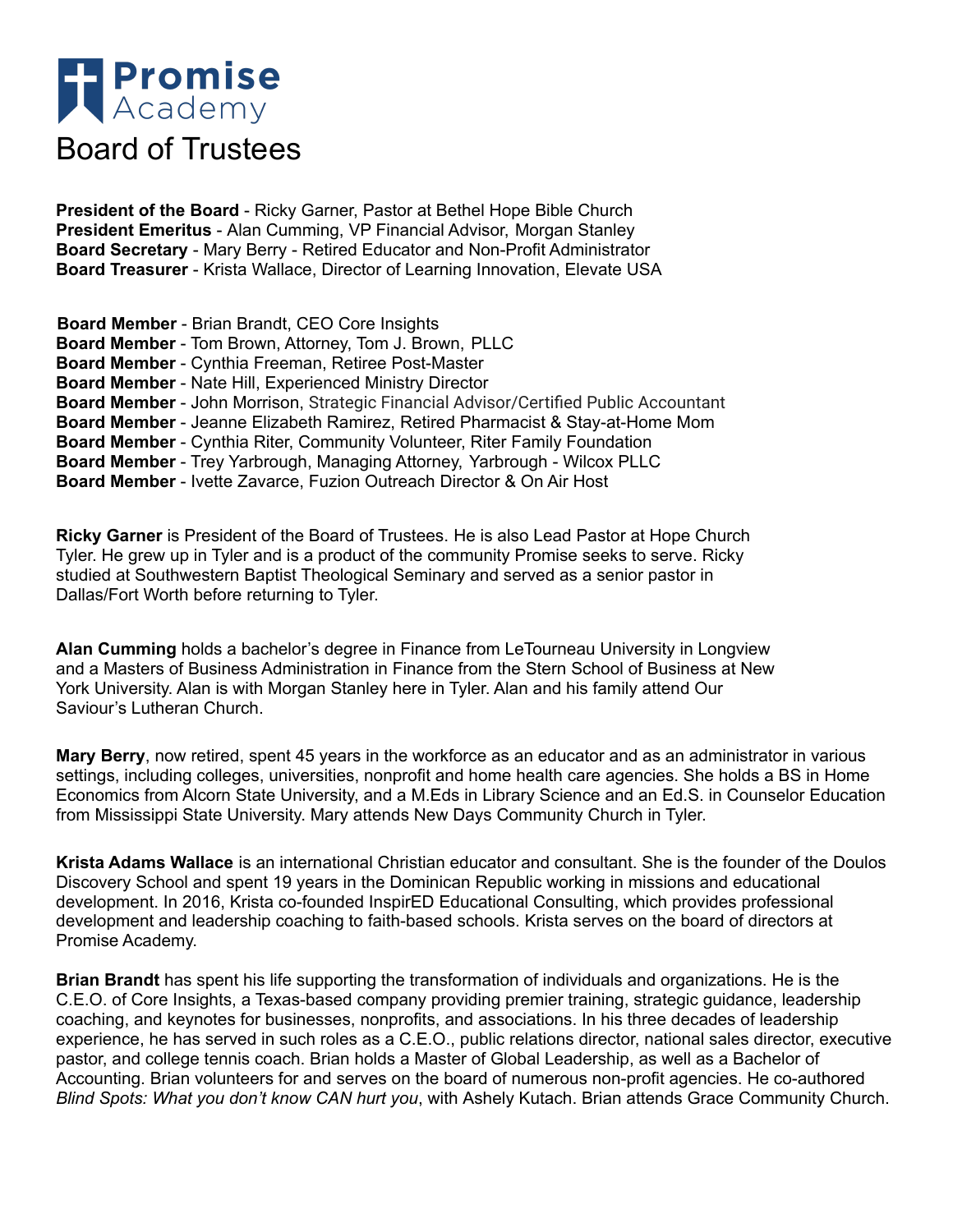# Promise Academy

# Board of Trustees

**President of the Board** - Ricky Garner, Pastor at Bethel Hope Bible Church
**President Emeritus** - Alan Cumming, VP Financial Advisor, Morgan Stanley
**Board Secretary** - Mary Berry - Retired Educator and Non-Profit Administrator
**Board Treasurer** - Krista Wallace, Director of Learning Innovation, Elevate USA

**Board Member** - Brian Brandt, CEO Core Insights
**Board Member** - Tom Brown, Attorney, Tom J. Brown, PLLC
**Board Member** - Cynthia Freeman, Retiree Post-Master
**Board Member** - Nate Hill, Experienced Ministry Director
**Board Member** - John Morrison, Strategic Financial Advisor/Certified Public Accountant
**Board Member** - Jeanne Elizabeth Ramirez, Retired Pharmacist & Stay-at-Home Mom
**Board Member** - Cynthia Riter, Community Volunteer, Riter Family Foundation
**Board Member** - Trey Yarbrough, Managing Attorney, Yarbrough - Wilcox PLLC
**Board Member** - Ivette Zavarce, Fuzion Outreach Director & On Air Host

**Ricky Garner** is President of the Board of Trustees. He is also Lead Pastor at Hope Church Tyler. He grew up in Tyler and is a product of the community Promise seeks to serve. Ricky studied at Southwestern Baptist Theological Seminary and served as a senior pastor in Dallas/Fort Worth before returning to Tyler.

**Alan Cumming** holds a bachelor's degree in Finance from LeTourneau University in Longview and a Masters of Business Administration in Finance from the Stern School of Business at New York University. Alan is with Morgan Stanley here in Tyler. Alan and his family attend Our Saviour's Lutheran Church.

**Mary Berry**, now retired, spent 45 years in the workforce as an educator and as an administrator in various settings, including colleges, universities, nonprofit and home health care agencies. She holds a BS in Home Economics from Alcorn State University, and a M.Eds in Library Science and an Ed.S. in Counselor Education from Mississippi State University. Mary attends New Days Community Church in Tyler.

**Krista Adams Wallace** is an international Christian educator and consultant. She is the founder of the Doulos Discovery School and spent 19 years in the Dominican Republic working in missions and educational development. In 2016, Krista co-founded InspirED Educational Consulting, which provides professional development and leadership coaching to faith-based schools. Krista serves on the board of directors at Promise Academy.

**Brian Brandt** has spent his life supporting the transformation of individuals and organizations. He is the C.E.O. of Core Insights, a Texas-based company providing premier training, strategic guidance, leadership coaching, and keynotes for businesses, nonprofits, and associations. In his three decades of leadership experience, he has served in such roles as a C.E.O., public relations director, national sales director, executive pastor, and college tennis coach. Brian holds a Master of Global Leadership, as well as a Bachelor of Accounting. Brian volunteers for and serves on the board of numerous non-profit agencies. He co-authored *Blind Spots: What you don't know CAN hurt you*, with Ashely Kutach. Brian attends Grace Community Church.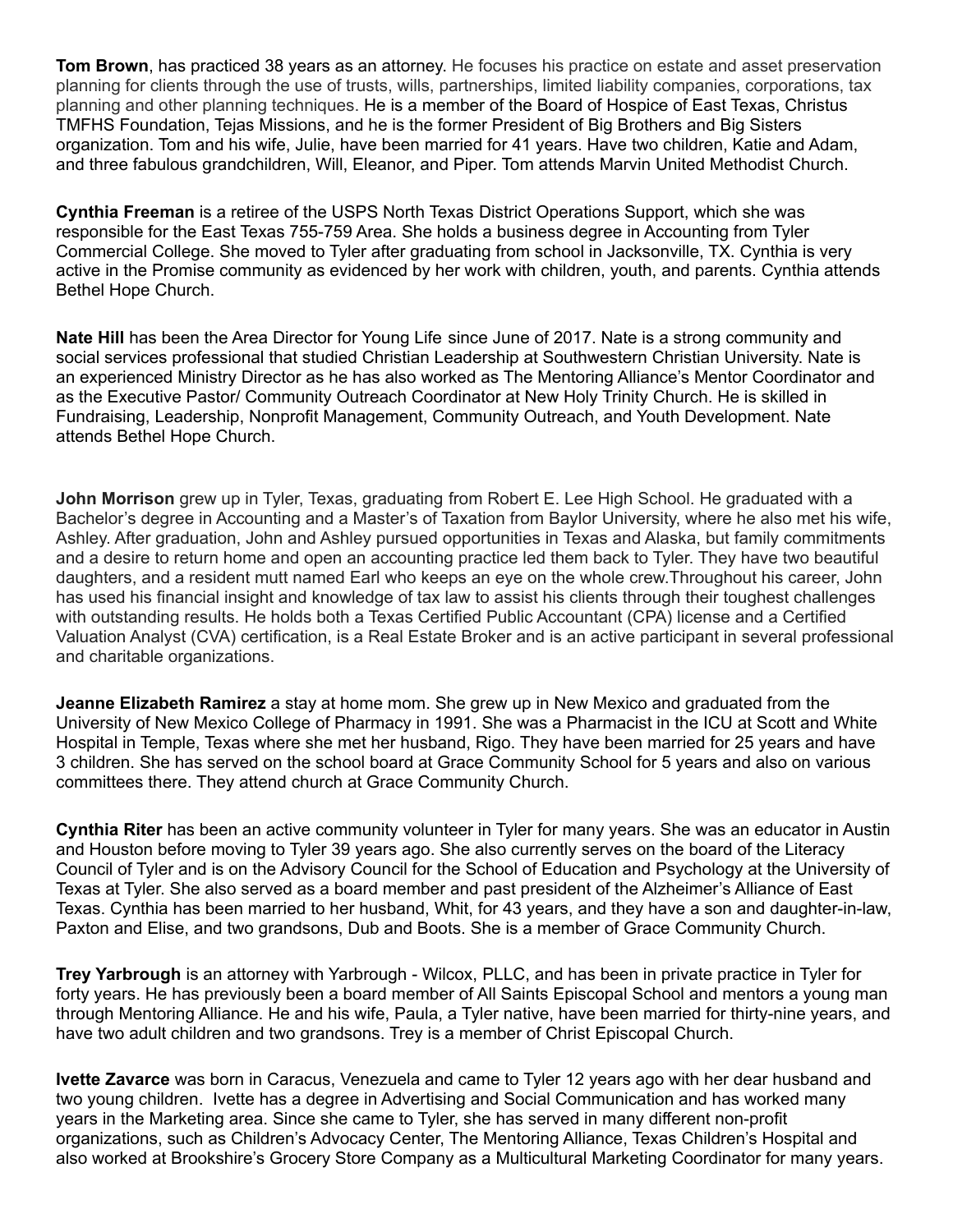**Tom Brown**, has practiced 38 years as an attorney. He focuses his practice on estate and asset preservation planning for clients through the use of trusts, wills, partnerships, limited liability companies, corporations, tax planning and other planning techniques. He is a member of the Board of Hospice of East Texas, Christus TMFHS Foundation, Tejas Missions, and he is the former President of Big Brothers and Big Sisters organization. Tom and his wife, Julie, have been married for 41 years. Have two children, Katie and Adam, and three fabulous grandchildren, Will, Eleanor, and Piper. Tom attends Marvin United Methodist Church.

**Cynthia Freeman** is a retiree of the USPS North Texas District Operations Support, which she was responsible for the East Texas 755-759 Area. She holds a business degree in Accounting from Tyler Commercial College. She moved to Tyler after graduating from school in Jacksonville, TX. Cynthia is very active in the Promise community as evidenced by her work with children, youth, and parents. Cynthia attends Bethel Hope Church.

**Nate Hill** has been the Area Director for Young Life since June of 2017. Nate is a strong community and social services professional that studied Christian Leadership at Southwestern Christian University. Nate is an experienced Ministry Director as he has also worked as The Mentoring Alliance's Mentor Coordinator and as the Executive Pastor/ Community Outreach Coordinator at New Holy Trinity Church. He is skilled in Fundraising, Leadership, Nonprofit Management, Community Outreach, and Youth Development. Nate attends Bethel Hope Church.

**John Morrison** grew up in Tyler, Texas, graduating from Robert E. Lee High School. He graduated with a Bachelor's degree in Accounting and a Master's of Taxation from Baylor University, where he also met his wife, Ashley. After graduation, John and Ashley pursued opportunities in Texas and Alaska, but family commitments and a desire to return home and open an accounting practice led them back to Tyler. They have two beautiful daughters, and a resident mutt named Earl who keeps an eye on the whole crew.Throughout his career, John has used his financial insight and knowledge of tax law to assist his clients through their toughest challenges with outstanding results. He holds both a Texas Certified Public Accountant (CPA) license and a Certified Valuation Analyst (CVA) certification, is a Real Estate Broker and is an active participant in several professional and charitable organizations.

**Jeanne Elizabeth Ramirez** a stay at home mom. She grew up in New Mexico and graduated from the University of New Mexico College of Pharmacy in 1991. She was a Pharmacist in the ICU at Scott and White Hospital in Temple, Texas where she met her husband, Rigo. They have been married for 25 years and have 3 children. She has served on the school board at Grace Community School for 5 years and also on various committees there. They attend church at Grace Community Church.

**Cynthia Riter** has been an active community volunteer in Tyler for many years. She was an educator in Austin and Houston before moving to Tyler 39 years ago. She also currently serves on the board of the Literacy Council of Tyler and is on the Advisory Council for the School of Education and Psychology at the University of Texas at Tyler. She also served as a board member and past president of the Alzheimer's Alliance of East Texas. Cynthia has been married to her husband, Whit, for 43 years, and they have a son and daughter-in-law, Paxton and Elise, and two grandsons, Dub and Boots. She is a member of Grace Community Church.

**Trey Yarbrough** is an attorney with Yarbrough - Wilcox, PLLC, and has been in private practice in Tyler for forty years. He has previously been a board member of All Saints Episcopal School and mentors a young man through Mentoring Alliance. He and his wife, Paula, a Tyler native, have been married for thirty-nine years, and have two adult children and two grandsons. Trey is a member of Christ Episcopal Church.

**Ivette Zavarce** was born in Caracus, Venezuela and came to Tyler 12 years ago with her dear husband and two young children. Ivette has a degree in Advertising and Social Communication and has worked many years in the Marketing area. Since she came to Tyler, she has served in many different non-profit organizations, such as Children's Advocacy Center, The Mentoring Alliance, Texas Children's Hospital and also worked at Brookshire's Grocery Store Company as a Multicultural Marketing Coordinator for many years.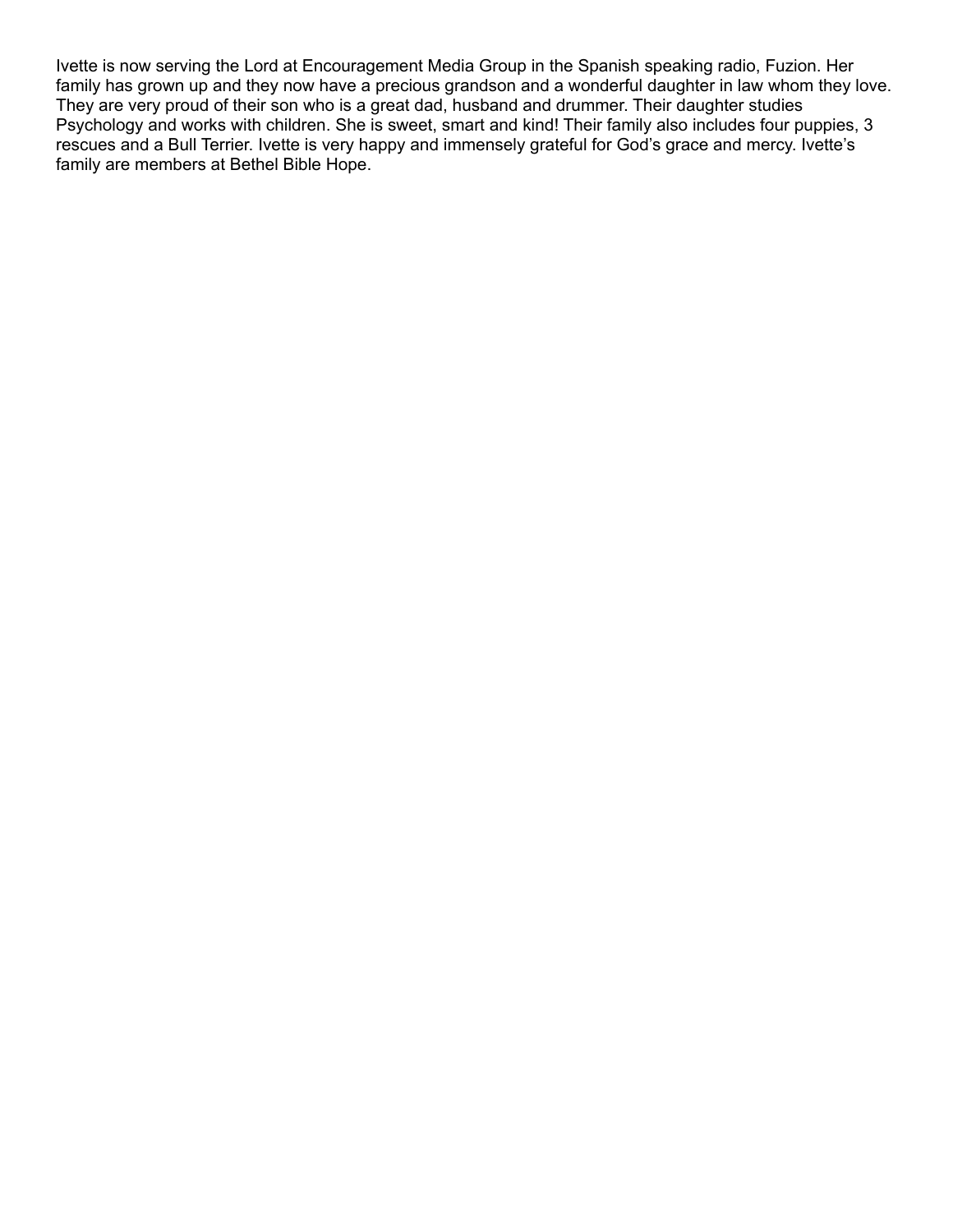Ivette is now serving the Lord at Encouragement Media Group in the Spanish speaking radio, Fuzion. Her family has grown up and they now have a precious grandson and a wonderful daughter in law whom they love. They are very proud of their son who is a great dad, husband and drummer. Their daughter studies Psychology and works with children. She is sweet, smart and kind! Their family also includes four puppies, 3 rescues and a Bull Terrier. Ivette is very happy and immensely grateful for God's grace and mercy. Ivette's family are members at Bethel Bible Hope.